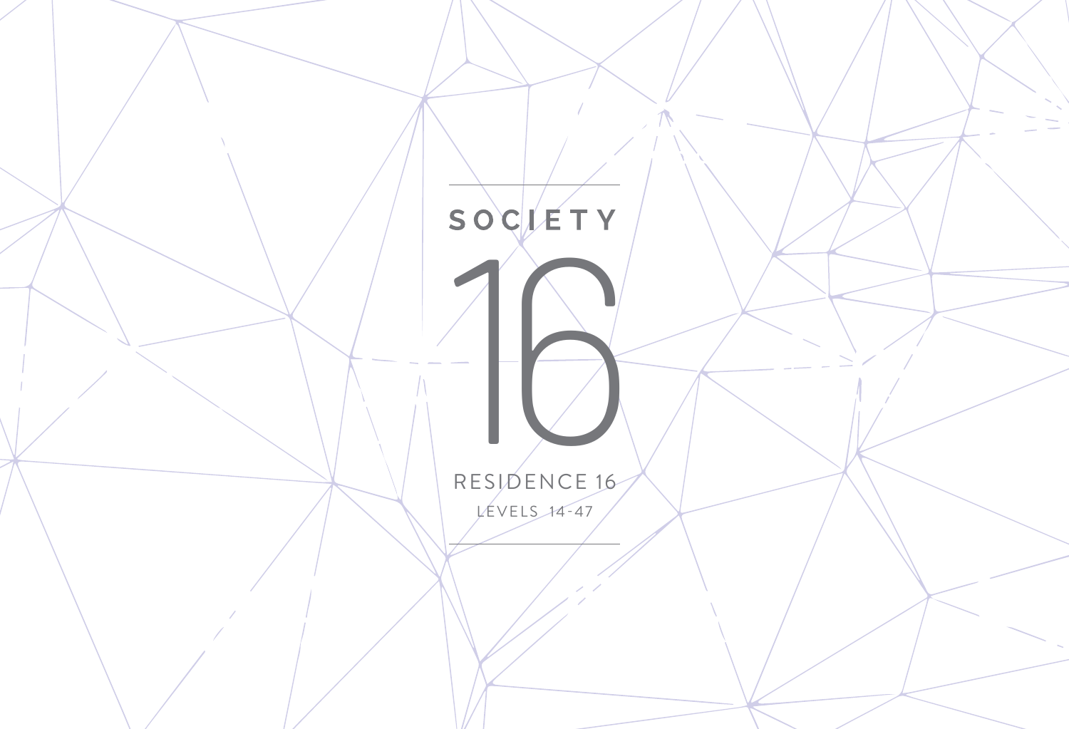# SOCIETY

# 16

RESIDENCE 16

LEVELS 14-47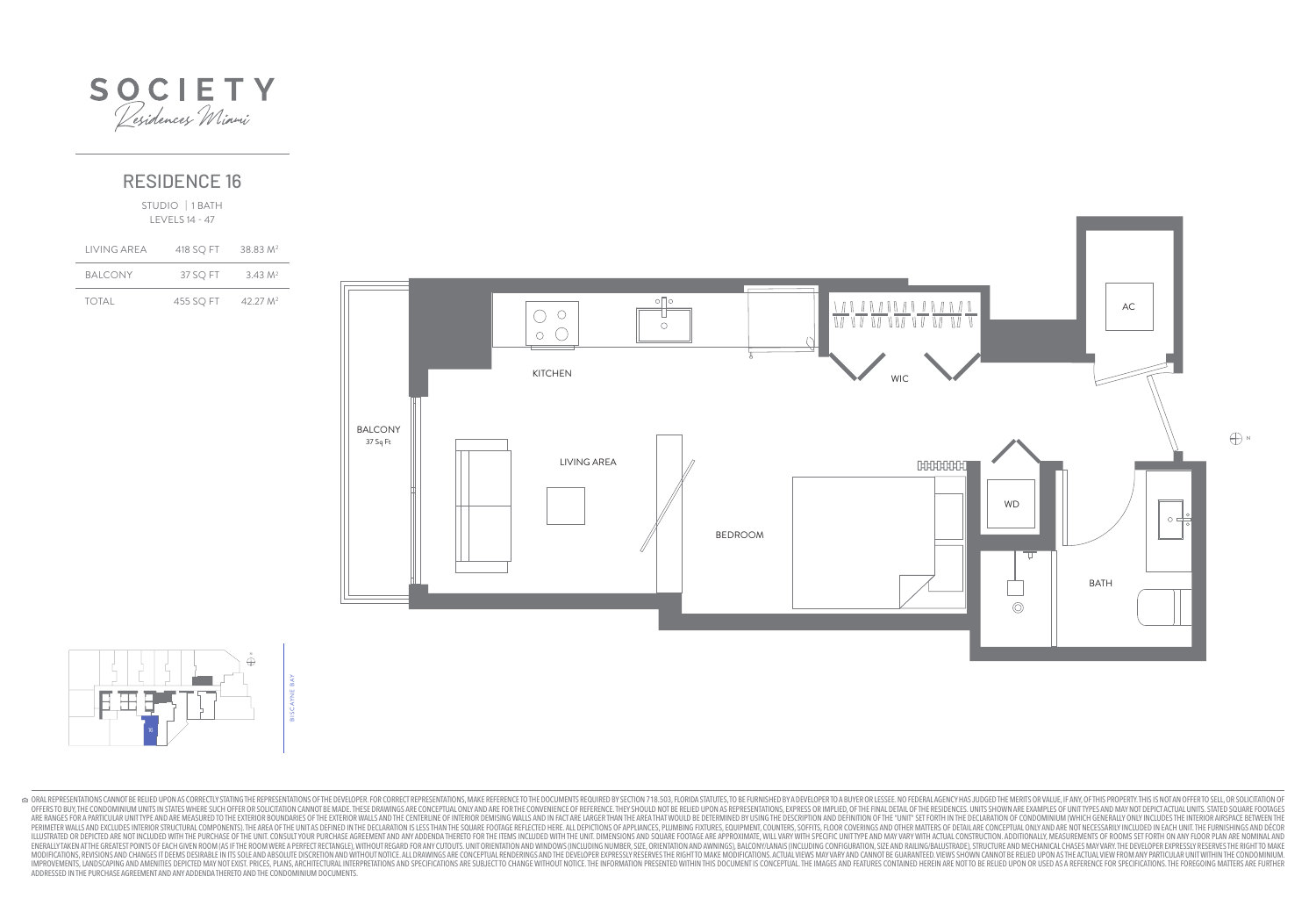# SOCIETY

*Residences Miami*

## RESIDENCE 16

STUDIO | 1 BATH

LEVELS 14 - 47

| | | |
|---|---|---|
| LIVING AREA | 418 SQ FT | 38.83 M² |
| BALCONY | 37 SQ FT | 3.43 M² |
| TOTAL | 455 SQ FT | 42.27 M² |

KITCHEN

WIC

AC

BALCONY
37 Sq Ft

LIVING AREA

BEDROOM

WD

BATH

N

BISCAYNE BAY

16

ORAL REPRESENTATIONS CANNOT BE RELIED UPON AS CORRECTLY STATING THE REPRESENTATIONS OF THE DEVELOPER. FOR CORRECT REPRESENTATIONS, MAKE REFERENCE TO THE DOCUMENTS REQUIRED BY SECTION 718.503, FLORIDA STATUTES, TO BE FURNISHED BY A DEVELOPER TO A BUYER OR LESSEE. NO FEDERAL AGENCY HAS JUDGED THE MERITS OR VALUE, IF ANY, OF THIS PROPERTY. THIS IS NOT AN OFFER TO SELL, OR SOLICITATION OF OFFERS TO BUY, THE CONDOMINIUM UNITS IN STATES WHERE SUCH OFFER OR SOLICITATION CANNOT BE MADE. THESE DRAWINGS ARE CONCEPTUAL ONLY AND ARE FOR THE CONVENIENCE OF REFERENCE. THEY SHOULD NOT BE RELIED UPON AS REPRESENTATIONS, EXPRESS OR IMPLIED, OF THE FINAL DETAIL OF THE RESIDENCES. UNITS SHOWN ARE EXAMPLES OF UNIT TYPES AND MAY NOT DEPICT ACTUAL UNITS. STATED SQUARE FOOTAGES ARE RANGES FOR A PARTICULAR UNIT TYPE AND ARE MEASURED TO THE EXTERIOR BOUNDARIES OF THE EXTERIOR WALLS AND THE CENTERLINE OF INTERIOR DEMISING WALLS AND IN FACT ARE LARGER THAN THE AREA THAT WOULD BE DETERMINED BY USING THE DESCRIPTION AND DEFINITION OF THE "UNIT" SET FORTH IN THE DECLARATION OF CONDOMINIUM (WHICH GENERALLY ONLY INCLUDES THE INTERIOR AIRSPACE BETWEEN THE PERIMETER WALLS AND EXCLUDES INTERIOR STRUCTURAL COMPONENTS). THE AREA OF THE UNIT AS DEFINED IN THE DECLARATION IS LESS THAN THE SQUARE FOOTAGE REFLECTED HERE. ALL DEPICTIONS OF APPLIANCES, PLUMBING FIXTURES, EQUIPMENT, COUNTERS, SOFFITS, FLOOR COVERINGS AND OTHER MATTERS OF DETAIL ARE CONCEPTUAL ONLY AND ARE NOT NECESSARILY INCLUDED IN EACH UNIT. THE FURNISHINGS AND DÉCOR ILLUSTRATED OR DEPICTED ARE NOT INCLUDED WITH THE PURCHASE OF THE UNIT. CONSULT YOUR PURCHASE AGREEMENT AND ANY ADDENDA THERETO FOR THE ITEMS INCLUDED WITH THE UNIT. DIMENSIONS AND SQUARE FOOTAGE ARE APPROXIMATE, WILL VARY WITH SPECIFIC UNIT TYPE AND MAY VARY WITH ACTUAL CONSTRUCTION. ADDITIONALLY, MEASUREMENTS OF ROOMS SET FORTH ON ANY FLOOR PLAN ARE NOMINAL AND GENERALLY TAKEN AT THE GREATEST POINTS OF EACH GIVEN ROOM (AS IF THE ROOM WERE A PERFECT RECTANGLE), WITHOUT REGARD FOR ANY CUTOUTS. UNIT ORIENTATION AND WINDOWS (INCLUDING NUMBER, SIZE, ORIENTATION AND AWNINGS), BALCONY/LANAIS (INCLUDING CONFIGURATION, SIZE AND RAILING/BALUSTRADE), STRUCTURE AND MECHANICAL CHASES MAY VARY. THE DEVELOPER EXPRESSLY RESERVES THE RIGHT TO MAKE MODIFICATIONS, REVISIONS AND CHANGES IT DEEMS DESIRABLE IN ITS SOLE AND ABSOLUTE DISCRETION AND WITHOUT NOTICE. ALL DRAWINGS ARE CONCEPTUAL RENDERINGS AND THE DEVELOPER EXPRESSLY RESERVES THE RIGHT TO MAKE MODIFICATIONS. ACTUAL VIEWS MAY VARY AND CANNOT BE GUARANTEED. VIEWS SHOWN CANNOT BE RELIED UPON AS THE ACTUAL VIEW FROM ANY PARTICULAR UNIT WITHIN THE CONDOMINIUM. IMPROVEMENTS, LANDSCAPING AND AMENITIES DEPICTED MAY NOT EXIST. PRICES, PLANS, ARCHITECTURAL INTERPRETATIONS AND SPECIFICATIONS ARE SUBJECT TO CHANGE WITHOUT NOTICE. THE INFORMATION PRESENTED WITHIN THIS DOCUMENT IS CONCEPTUAL. THE IMAGES AND FEATURES CONTAINED HEREIN ARE NOT TO BE RELIED UPON OR USED AS A REFERENCE FOR SPECIFICATIONS. THE FOREGOING MATTERS ARE FURTHER ADDRESSED IN THE PURCHASE AGREEMENT AND ANY ADDENDA THERETO AND THE CONDOMINIUM DOCUMENTS.